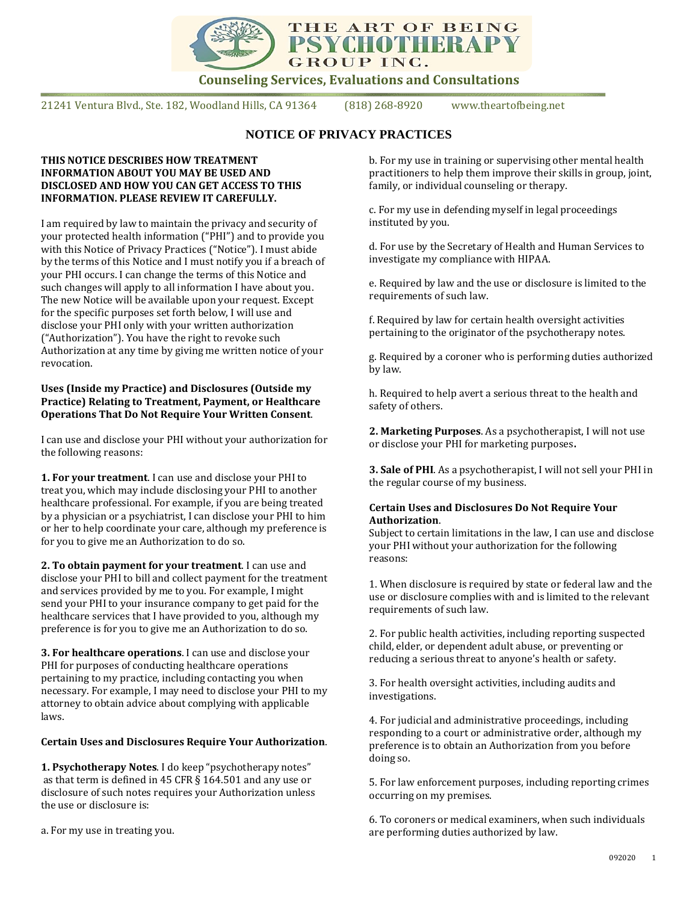# THE ART OF BEING PSYCHOTHERAPY GROUP INC.

**Counseling Services, Evaluations and Consultations**

21241 Ventura Blvd., Ste. 182, Woodland Hills, CA 91364 (818) 268-8920 www.theartofbeing.net

## NOTICE OF PRIVACY PRACTICES

**THIS NOTICE DESCRIBES HOW TREATMENT INFORMATION ABOUT YOU MAY BE USED AND DISCLOSED AND HOW YOU CAN GET ACCESS TO THIS INFORMATION. PLEASE REVIEW IT CAREFULLY.**

I am required by law to maintain the privacy and security of your protected health information ("PHI") and to provide you with this Notice of Privacy Practices ("Notice"). I must abide by the terms of this Notice and I must notify you if a breach of your PHI occurs. I can change the terms of this Notice and such changes will apply to all information I have about you. The new Notice will be available upon your request. Except for the specific purposes set forth below, I will use and disclose your PHI only with your written authorization ("Authorization"). You have the right to revoke such Authorization at any time by giving me written notice of your revocation.

**Uses (Inside my Practice) and Disclosures (Outside my Practice) Relating to Treatment, Payment, or Healthcare Operations That Do Not Require Your Written Consent**.

I can use and disclose your PHI without your authorization for the following reasons:

**1. For your treatment**. I can use and disclose your PHI to treat you, which may include disclosing your PHI to another healthcare professional. For example, if you are being treated by a physician or a psychiatrist, I can disclose your PHI to him or her to help coordinate your care, although my preference is for you to give me an Authorization to do so.

**2. To obtain payment for your treatment**. I can use and disclose your PHI to bill and collect payment for the treatment and services provided by me to you. For example, I might send your PHI to your insurance company to get paid for the healthcare services that I have provided to you, although my preference is for you to give me an Authorization to do so.

**3. For healthcare operations**. I can use and disclose your PHI for purposes of conducting healthcare operations pertaining to my practice, including contacting you when necessary. For example, I may need to disclose your PHI to my attorney to obtain advice about complying with applicable laws.

**Certain Uses and Disclosures Require Your Authorization**.

**1. Psychotherapy Notes**. I do keep "psychotherapy notes" as that term is defined in 45 CFR § 164.501 and any use or disclosure of such notes requires your Authorization unless the use or disclosure is:

a. For my use in treating you.

b. For my use in training or supervising other mental health practitioners to help them improve their skills in group, joint, family, or individual counseling or therapy.

c. For my use in defending myself in legal proceedings instituted by you.

d. For use by the Secretary of Health and Human Services to investigate my compliance with HIPAA.

e. Required by law and the use or disclosure is limited to the requirements of such law.

f. Required by law for certain health oversight activities pertaining to the originator of the psychotherapy notes.

g. Required by a coroner who is performing duties authorized by law.

h. Required to help avert a serious threat to the health and safety of others.

**2. Marketing Purposes**. As a psychotherapist, I will not use or disclose your PHI for marketing purposes**.**

**3. Sale of PHI**. As a psychotherapist, I will not sell your PHI in the regular course of my business.

**Certain Uses and Disclosures Do Not Require Your Authorization**.

Subject to certain limitations in the law, I can use and disclose your PHI without your authorization for the following reasons:

1. When disclosure is required by state or federal law and the use or disclosure complies with and is limited to the relevant requirements of such law.

2. For public health activities, including reporting suspected child, elder, or dependent adult abuse, or preventing or reducing a serious threat to anyone's health or safety.

3. For health oversight activities, including audits and investigations.

4. For judicial and administrative proceedings, including responding to a court or administrative order, although my preference is to obtain an Authorization from you before doing so.

5. For law enforcement purposes, including reporting crimes occurring on my premises.

6. To coroners or medical examiners, when such individuals are performing duties authorized by law.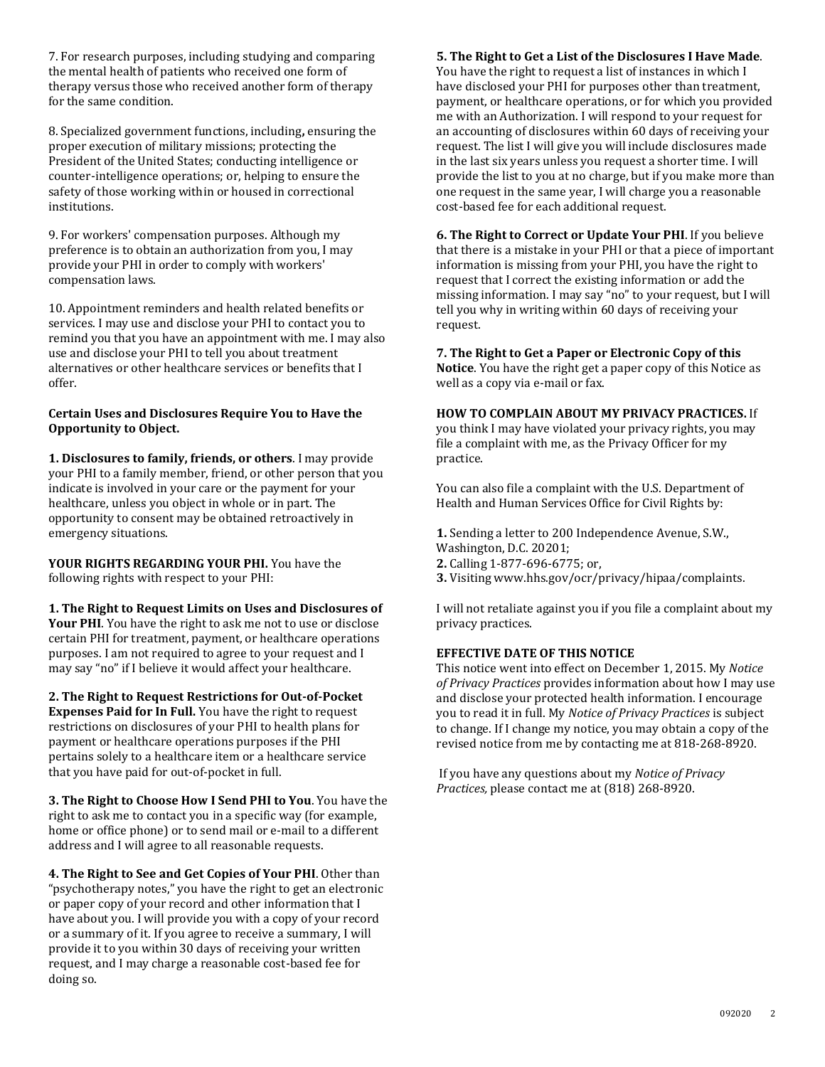7. For research purposes, including studying and comparing the mental health of patients who received one form of therapy versus those who received another form of therapy for the same condition.

8. Specialized government functions, including**,** ensuring the proper execution of military missions; protecting the President of the United States; conducting intelligence or counter-intelligence operations; or, helping to ensure the safety of those working within or housed in correctional institutions.

9. For workers' compensation purposes. Although my preference is to obtain an authorization from you, I may provide your PHI in order to comply with workers' compensation laws.

10. Appointment reminders and health related benefits or services. I may use and disclose your PHI to contact you to remind you that you have an appointment with me. I may also use and disclose your PHI to tell you about treatment alternatives or other healthcare services or benefits that I offer.

**Certain Uses and Disclosures Require You to Have the Opportunity to Object.**

**1. Disclosures to family, friends, or others**. I may provide your PHI to a family member, friend, or other person that you indicate is involved in your care or the payment for your healthcare, unless you object in whole or in part. The opportunity to consent may be obtained retroactively in emergency situations.

**YOUR RIGHTS REGARDING YOUR PHI.** You have the following rights with respect to your PHI:

**1. The Right to Request Limits on Uses and Disclosures of Your PHI**. You have the right to ask me not to use or disclose certain PHI for treatment, payment, or healthcare operations purposes. I am not required to agree to your request and I may say "no" if I believe it would affect your healthcare.

**2. The Right to Request Restrictions for Out-of-Pocket Expenses Paid for In Full.** You have the right to request restrictions on disclosures of your PHI to health plans for payment or healthcare operations purposes if the PHI pertains solely to a healthcare item or a healthcare service that you have paid for out-of-pocket in full.

**3. The Right to Choose How I Send PHI to You**. You have the right to ask me to contact you in a specific way (for example, home or office phone) or to send mail or e-mail to a different address and I will agree to all reasonable requests.

**4. The Right to See and Get Copies of Your PHI**. Other than "psychotherapy notes," you have the right to get an electronic or paper copy of your record and other information that I have about you. I will provide you with a copy of your record or a summary of it. If you agree to receive a summary, I will provide it to you within 30 days of receiving your written request, and I may charge a reasonable cost-based fee for doing so.

**5. The Right to Get a List of the Disclosures I Have Made**. You have the right to request a list of instances in which I have disclosed your PHI for purposes other than treatment, payment, or healthcare operations, or for which you provided me with an Authorization. I will respond to your request for an accounting of disclosures within 60 days of receiving your request. The list I will give you will include disclosures made in the last six years unless you request a shorter time. I will provide the list to you at no charge, but if you make more than one request in the same year, I will charge you a reasonable cost-based fee for each additional request.

**6. The Right to Correct or Update Your PHI**. If you believe that there is a mistake in your PHI or that a piece of important information is missing from your PHI, you have the right to request that I correct the existing information or add the missing information. I may say "no" to your request, but I will tell you why in writing within 60 days of receiving your request.

**7. The Right to Get a Paper or Electronic Copy of this Notice**. You have the right get a paper copy of this Notice as well as a copy via e-mail or fax.

**HOW TO COMPLAIN ABOUT MY PRIVACY PRACTICES.** If you think I may have violated your privacy rights, you may file a complaint with me, as the Privacy Officer for my practice.

You can also file a complaint with the U.S. Department of Health and Human Services Office for Civil Rights by:

**1.** Sending a letter to 200 Independence Avenue, S.W., Washington, D.C. 20201;
**2.** Calling 1-877-696-6775; or,
**3.** Visiting www.hhs.gov/ocr/privacy/hipaa/complaints.

I will not retaliate against you if you file a complaint about my privacy practices.

**EFFECTIVE DATE OF THIS NOTICE**

This notice went into effect on December 1, 2015. My *Notice of Privacy Practices* provides information about how I may use and disclose your protected health information. I encourage you to read it in full. My *Notice of Privacy Practices* is subject to change. If I change my notice, you may obtain a copy of the revised notice from me by contacting me at 818-268-8920.

If you have any questions about my *Notice of Privacy Practices,* please contact me at (818) 268-8920.